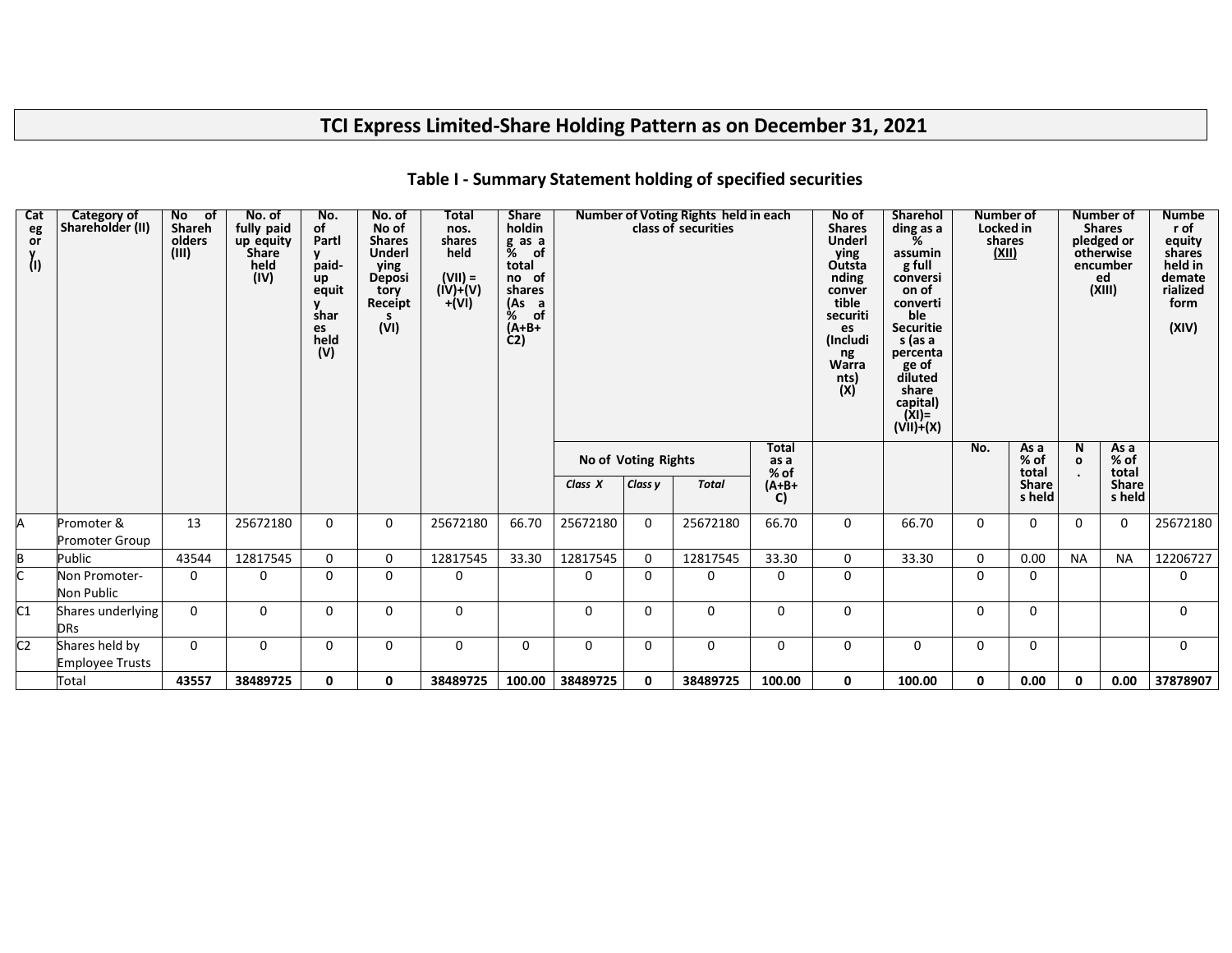# TCI Express Limited-Share Holding Pattern as on December 31, 2021

## Table I - Summary Statement holding of specified securities

| Category (I) | Category of Shareholder (II) | No of Shareholders (III) | No. of fully paid up equity Share held (IV) | No. of Partly paid-up equity shares held (V) | No. of No of Shares Underlying Depository Receipts (VI) | Total nos. shares held (VII) = (IV)+(V)+(VI) | Shareholding as a % of total no of shares (As a % of (A+B+C2) | Number of Voting Rights held in each class of securities | | | | No of Shares Underlying Outstanding convertible securities (Including Warrants) (X) | Shareholding as a % assuming full conversion of convertible Securities (as a percentage of diluted share capital) (XI)= (VII)+(X) | Number of Locked in shares (XII) | | Number of Shares pledged or otherwise encumbered (XIII) | | Number of equity shares held in dematerialized form (XIV) |
|---|---|---|---|---|---|---|---|---|---|---|---|---|---|---|---|---|---|---|
| | | | | | | | | No of Voting Rights | | | Total as a % of (A+B+C) | | | No. | As a % of total Shares held | No. | As a % of total Shares held | |
| | | | | | | | | Class X | Class y | Total | | | | | | | | |
| A | Promoter & Promoter Group | 13 | 25672180 | 0 | 0 | 25672180 | 66.70 | 25672180 | 0 | 25672180 | 66.70 | 0 | 66.70 | 0 | 0 | 0 | 0 | 25672180 |
| B | Public | 43544 | 12817545 | 0 | 0 | 12817545 | 33.30 | 12817545 | 0 | 12817545 | 33.30 | 0 | 33.30 | 0 | 0.00 | NA | NA | 12206727 |
| C | Non Promoter-Non Public | 0 | 0 | 0 | 0 | 0 | | 0 | 0 | 0 | 0 | 0 | | 0 | 0 | | | 0 |
| C1 | Shares underlying DRs | 0 | 0 | 0 | 0 | 0 | | 0 | 0 | 0 | 0 | 0 | | 0 | 0 | | | 0 |
| C2 | Shares held by Employee Trusts | 0 | 0 | 0 | 0 | 0 | 0 | 0 | 0 | 0 | 0 | 0 | 0 | 0 | 0 | | | 0 |
| | Total | **43557** | **38489725** | **0** | **0** | **38489725** | **100.00** | **38489725** | **0** | **38489725** | **100.00** | **0** | **100.00** | **0** | **0.00** | **0** | **0.00** | **37878907** |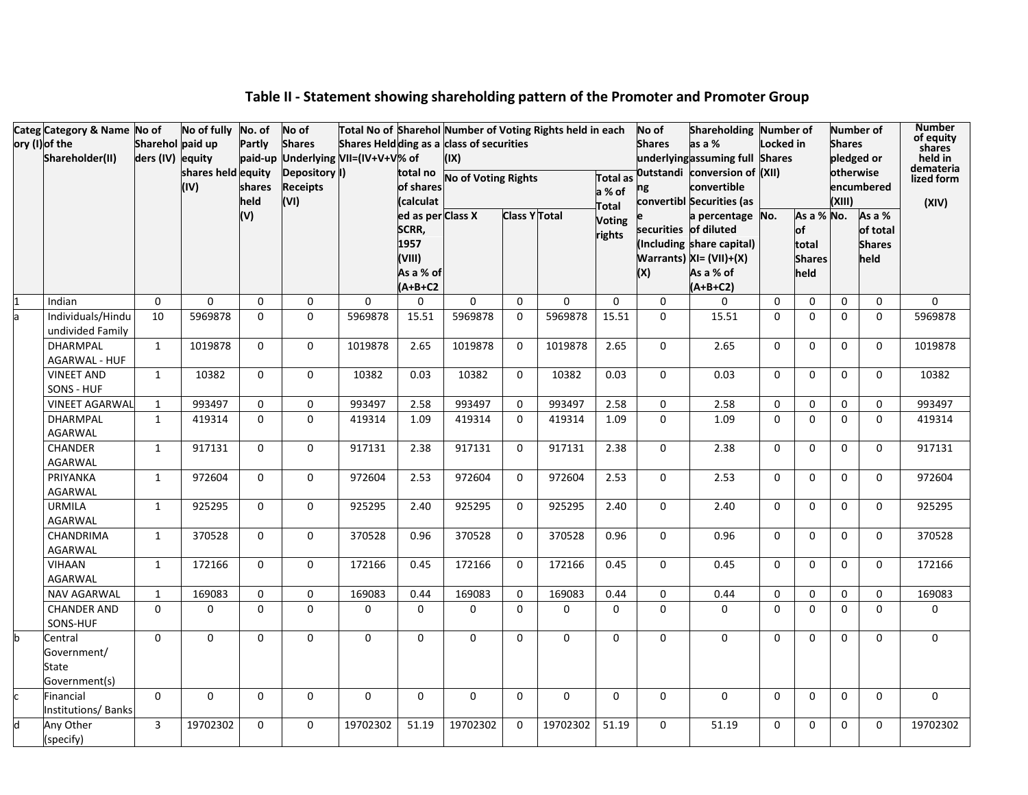# Table II - Statement showing shareholding pattern of the Promoter and Promoter Group

| Category (I) | Category & Name of the Shareholder(II) | No of Shareholders (IV) | No of fully paid up equity shares held (IV) | No. of Partly paid-up equity shares held (V) | No of Shares Underlying Depository Receipts (VI) | Total No of Shares Held VII=(IV+V+VI) | Shareholding as a % of total no of shares (calculated as per SCRR, 1957 (VIII) As a % of (A+B+C2 | Number of Voting Rights held in each class of securities (IX) | | | | No of Shares underlying Outstanding convertible securities (Including Warrants) (X) | Shareholding as a % assuming full conversion of convertible Securities (as a percentage of diluted share capital) XI= (VII)+(X) As a % of (A+B+C2) | Number of Locked in Shares (XII) | | Number of Shares pledged or otherwise encumbered (XIII) | | Number of equity shares held in dematerialized form (XIV) |
|---|---|---|---|---|---|---|---|---|---|---|---|---|---|---|---|---|---|---|
| | | | | | | | | No of Voting Rights | | | Total as a % of Total Voting rights | | | | | | | |
| | | | | | | | | Class X | Class Y | Total | | | | No. | As a % of total Shares held | No. | As a % of total Shares held | |
| 1 | Indian | 0 | 0 | 0 | 0 | 0 | 0 | 0 | 0 | 0 | 0 | 0 | 0 | 0 | 0 | 0 | 0 | 0 |
| a | Individuals/Hindu undivided Family | 10 | 5969878 | 0 | 0 | 5969878 | 15.51 | 5969878 | 0 | 5969878 | 15.51 | 0 | 15.51 | 0 | 0 | 0 | 0 | 5969878 |
| | DHARMPAL AGARWAL - HUF | 1 | 1019878 | 0 | 0 | 1019878 | 2.65 | 1019878 | 0 | 1019878 | 2.65 | 0 | 2.65 | 0 | 0 | 0 | 0 | 1019878 |
| | VINEET AND SONS - HUF | 1 | 10382 | 0 | 0 | 10382 | 0.03 | 10382 | 0 | 10382 | 0.03 | 0 | 0.03 | 0 | 0 | 0 | 0 | 10382 |
| | VINEET AGARWAL | 1 | 993497 | 0 | 0 | 993497 | 2.58 | 993497 | 0 | 993497 | 2.58 | 0 | 2.58 | 0 | 0 | 0 | 0 | 993497 |
| | DHARMPAL AGARWAL | 1 | 419314 | 0 | 0 | 419314 | 1.09 | 419314 | 0 | 419314 | 1.09 | 0 | 1.09 | 0 | 0 | 0 | 0 | 419314 |
| | CHANDER AGARWAL | 1 | 917131 | 0 | 0 | 917131 | 2.38 | 917131 | 0 | 917131 | 2.38 | 0 | 2.38 | 0 | 0 | 0 | 0 | 917131 |
| | PRIYANKA AGARWAL | 1 | 972604 | 0 | 0 | 972604 | 2.53 | 972604 | 0 | 972604 | 2.53 | 0 | 2.53 | 0 | 0 | 0 | 0 | 972604 |
| | URMILA AGARWAL | 1 | 925295 | 0 | 0 | 925295 | 2.40 | 925295 | 0 | 925295 | 2.40 | 0 | 2.40 | 0 | 0 | 0 | 0 | 925295 |
| | CHANDRIMA AGARWAL | 1 | 370528 | 0 | 0 | 370528 | 0.96 | 370528 | 0 | 370528 | 0.96 | 0 | 0.96 | 0 | 0 | 0 | 0 | 370528 |
| | VIHAAN AGARWAL | 1 | 172166 | 0 | 0 | 172166 | 0.45 | 172166 | 0 | 172166 | 0.45 | 0 | 0.45 | 0 | 0 | 0 | 0 | 172166 |
| | NAV AGARWAL | 1 | 169083 | 0 | 0 | 169083 | 0.44 | 169083 | 0 | 169083 | 0.44 | 0 | 0.44 | 0 | 0 | 0 | 0 | 169083 |
| | CHANDER AND SONS-HUF | 0 | 0 | 0 | 0 | 0 | 0 | 0 | 0 | 0 | 0 | 0 | 0 | 0 | 0 | 0 | 0 | 0 |
| b | Central Government/ State Government(s) | 0 | 0 | 0 | 0 | 0 | 0 | 0 | 0 | 0 | 0 | 0 | 0 | 0 | 0 | 0 | 0 | 0 |
| c | Financial Institutions/ Banks | 0 | 0 | 0 | 0 | 0 | 0 | 0 | 0 | 0 | 0 | 0 | 0 | 0 | 0 | 0 | 0 | 0 |
| d | Any Other (specify) | 3 | 19702302 | 0 | 0 | 19702302 | 51.19 | 19702302 | 0 | 19702302 | 51.19 | 0 | 51.19 | 0 | 0 | 0 | 0 | 19702302 |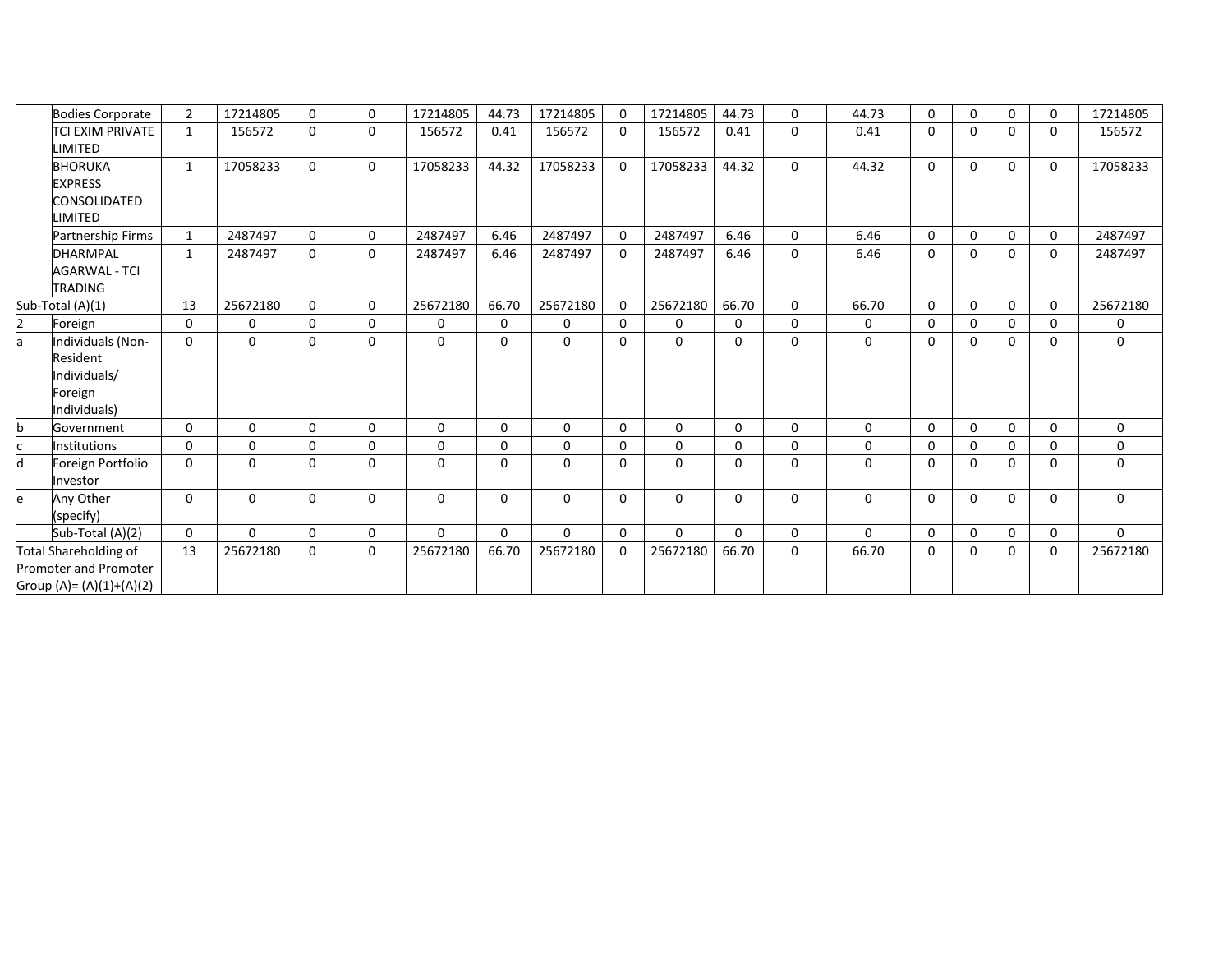| | Bodies Corporate | 2 | 17214805 | 0 | 0 | 17214805 | 44.73 | 17214805 | 0 | 17214805 | 44.73 | 0 | 44.73 | 0 | 0 | 0 | 0 | 17214805 |
|---|---|---|---|---|---|---|---|---|---|---|---|---|---|---|---|---|---|---|
| | TCI EXIM PRIVATE LIMITED | 1 | 156572 | 0 | 0 | 156572 | 0.41 | 156572 | 0 | 156572 | 0.41 | 0 | 0.41 | 0 | 0 | 0 | 0 | 156572 |
| | BHORUKA EXPRESS CONSOLIDATED LIMITED | 1 | 17058233 | 0 | 0 | 17058233 | 44.32 | 17058233 | 0 | 17058233 | 44.32 | 0 | 44.32 | 0 | 0 | 0 | 0 | 17058233 |
| | Partnership Firms | 1 | 2487497 | 0 | 0 | 2487497 | 6.46 | 2487497 | 0 | 2487497 | 6.46 | 0 | 6.46 | 0 | 0 | 0 | 0 | 2487497 |
| | DHARMPAL AGARWAL - TCI TRADING | 1 | 2487497 | 0 | 0 | 2487497 | 6.46 | 2487497 | 0 | 2487497 | 6.46 | 0 | 6.46 | 0 | 0 | 0 | 0 | 2487497 |
| Sub-Total (A)(1) | | 13 | 25672180 | 0 | 0 | 25672180 | 66.70 | 25672180 | 0 | 25672180 | 66.70 | 0 | 66.70 | 0 | 0 | 0 | 0 | 25672180 |
| 2 | Foreign | 0 | 0 | 0 | 0 | 0 | 0 | 0 | 0 | 0 | 0 | 0 | 0 | 0 | 0 | 0 | 0 | 0 |
| a | Individuals (Non-Resident Individuals/ Foreign Individuals) | 0 | 0 | 0 | 0 | 0 | 0 | 0 | 0 | 0 | 0 | 0 | 0 | 0 | 0 | 0 | 0 | 0 |
| b | Government | 0 | 0 | 0 | 0 | 0 | 0 | 0 | 0 | 0 | 0 | 0 | 0 | 0 | 0 | 0 | 0 | 0 |
| c | Institutions | 0 | 0 | 0 | 0 | 0 | 0 | 0 | 0 | 0 | 0 | 0 | 0 | 0 | 0 | 0 | 0 | 0 |
| d | Foreign Portfolio Investor | 0 | 0 | 0 | 0 | 0 | 0 | 0 | 0 | 0 | 0 | 0 | 0 | 0 | 0 | 0 | 0 | 0 |
| e | Any Other (specify) | 0 | 0 | 0 | 0 | 0 | 0 | 0 | 0 | 0 | 0 | 0 | 0 | 0 | 0 | 0 | 0 | 0 |
| | Sub-Total (A)(2) | 0 | 0 | 0 | 0 | 0 | 0 | 0 | 0 | 0 | 0 | 0 | 0 | 0 | 0 | 0 | 0 | 0 |
| Total Shareholding of Promoter and Promoter Group (A)= (A)(1)+(A)(2) | | 13 | 25672180 | 0 | 0 | 25672180 | 66.70 | 25672180 | 0 | 25672180 | 66.70 | 0 | 66.70 | 0 | 0 | 0 | 0 | 25672180 |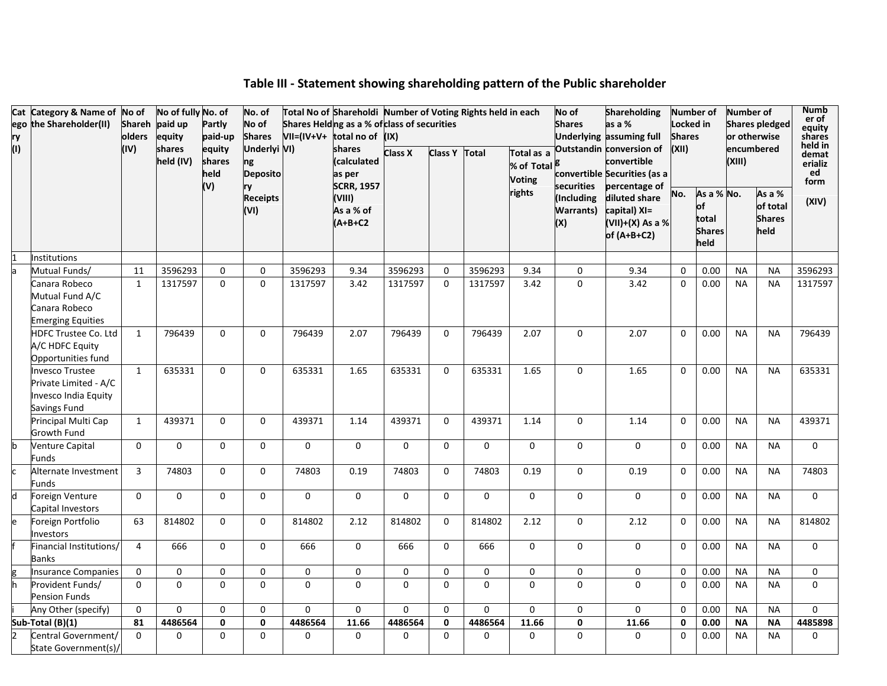# Table III - Statement showing shareholding pattern of the Public shareholder

| Category (I) | Category & Name of the Shareholder(II) | No of Shareholders (IV) | No of fully paid up equity shares held (IV) | No. of Partly paid-up equity shares held (V) | No. of No of Shares Underlying Depository Receipts (VI) | Total No of Shares Held VII=(IV+V+VI) | Shareholding as a % of total no of shares (calculated as per SCRR, 1957 (VIII) As a % of (A+B+C2 | Number of Voting Rights held in each class of securities (IX) | | | | No of Shares Underlying Outstanding convertible securities (Including Warrants) (X) | Shareholding as a % assuming full conversion of convertible Securities (as a percentage of diluted share capital) XI=(VII)+(X) As a % of (A+B+C2) | Number of Locked in Shares (XII) | | Number of Shares pledged or otherwise encumbered (XIII) | | Number of equity shares held in dematerialized form (XIV) |
|---|---|---|---|---|---|---|---|---|---|---|---|---|---|---|---|---|---|---|
| | | | | | | | | Class X | Class Y | Total | Total as a % of Total Voting rights | | | No. | As a % of total Shares held | No. | As a % of total Shares held | |
| 1 | Institutions | | | | | | | | | | | | | | | | | |
| a | Mutual Funds/ | 11 | 3596293 | 0 | 0 | 3596293 | 9.34 | 3596293 | 0 | 3596293 | 9.34 | 0 | 9.34 | 0 | 0.00 | NA | NA | 3596293 |
| | Canara Robeco Mutual Fund A/C Canara Robeco Emerging Equities | 1 | 1317597 | 0 | 0 | 1317597 | 3.42 | 1317597 | 0 | 1317597 | 3.42 | 0 | 3.42 | 0 | 0.00 | NA | NA | 1317597 |
| | HDFC Trustee Co. Ltd A/C HDFC Equity Opportunities fund | 1 | 796439 | 0 | 0 | 796439 | 2.07 | 796439 | 0 | 796439 | 2.07 | 0 | 2.07 | 0 | 0.00 | NA | NA | 796439 |
| | Invesco Trustee Private Limited - A/C Invesco India Equity Savings Fund | 1 | 635331 | 0 | 0 | 635331 | 1.65 | 635331 | 0 | 635331 | 1.65 | 0 | 1.65 | 0 | 0.00 | NA | NA | 635331 |
| | Principal Multi Cap Growth Fund | 1 | 439371 | 0 | 0 | 439371 | 1.14 | 439371 | 0 | 439371 | 1.14 | 0 | 1.14 | 0 | 0.00 | NA | NA | 439371 |
| b | Venture Capital Funds | 0 | 0 | 0 | 0 | 0 | 0 | 0 | 0 | 0 | 0 | 0 | 0 | 0 | 0.00 | NA | NA | 0 |
| c | Alternate Investment Funds | 3 | 74803 | 0 | 0 | 74803 | 0.19 | 74803 | 0 | 74803 | 0.19 | 0 | 0.19 | 0 | 0.00 | NA | NA | 74803 |
| d | Foreign Venture Capital Investors | 0 | 0 | 0 | 0 | 0 | 0 | 0 | 0 | 0 | 0 | 0 | 0 | 0 | 0.00 | NA | NA | 0 |
| e | Foreign Portfolio Investors | 63 | 814802 | 0 | 0 | 814802 | 2.12 | 814802 | 0 | 814802 | 2.12 | 0 | 2.12 | 0 | 0.00 | NA | NA | 814802 |
| f | Financial Institutions/ Banks | 4 | 666 | 0 | 0 | 666 | 0 | 666 | 0 | 666 | 0 | 0 | 0 | 0 | 0.00 | NA | NA | 0 |
| g | Insurance Companies | 0 | 0 | 0 | 0 | 0 | 0 | 0 | 0 | 0 | 0 | 0 | 0 | 0 | 0.00 | NA | NA | 0 |
| h | Provident Funds/ Pension Funds | 0 | 0 | 0 | 0 | 0 | 0 | 0 | 0 | 0 | 0 | 0 | 0 | 0 | 0.00 | NA | NA | 0 |
| i | Any Other (specify) | 0 | 0 | 0 | 0 | 0 | 0 | 0 | 0 | 0 | 0 | 0 | 0 | 0 | 0.00 | NA | NA | 0 |
| **Sub-Total (B)(1)** | | **81** | **4486564** | **0** | **0** | **4486564** | **11.66** | **4486564** | **0** | **4486564** | **11.66** | **0** | **11.66** | **0** | **0.00** | **NA** | **NA** | **4485898** |
| 2 | Central Government/ State Government(s)/ | 0 | 0 | 0 | 0 | 0 | 0 | 0 | 0 | 0 | 0 | 0 | 0 | 0 | 0.00 | NA | NA | 0 |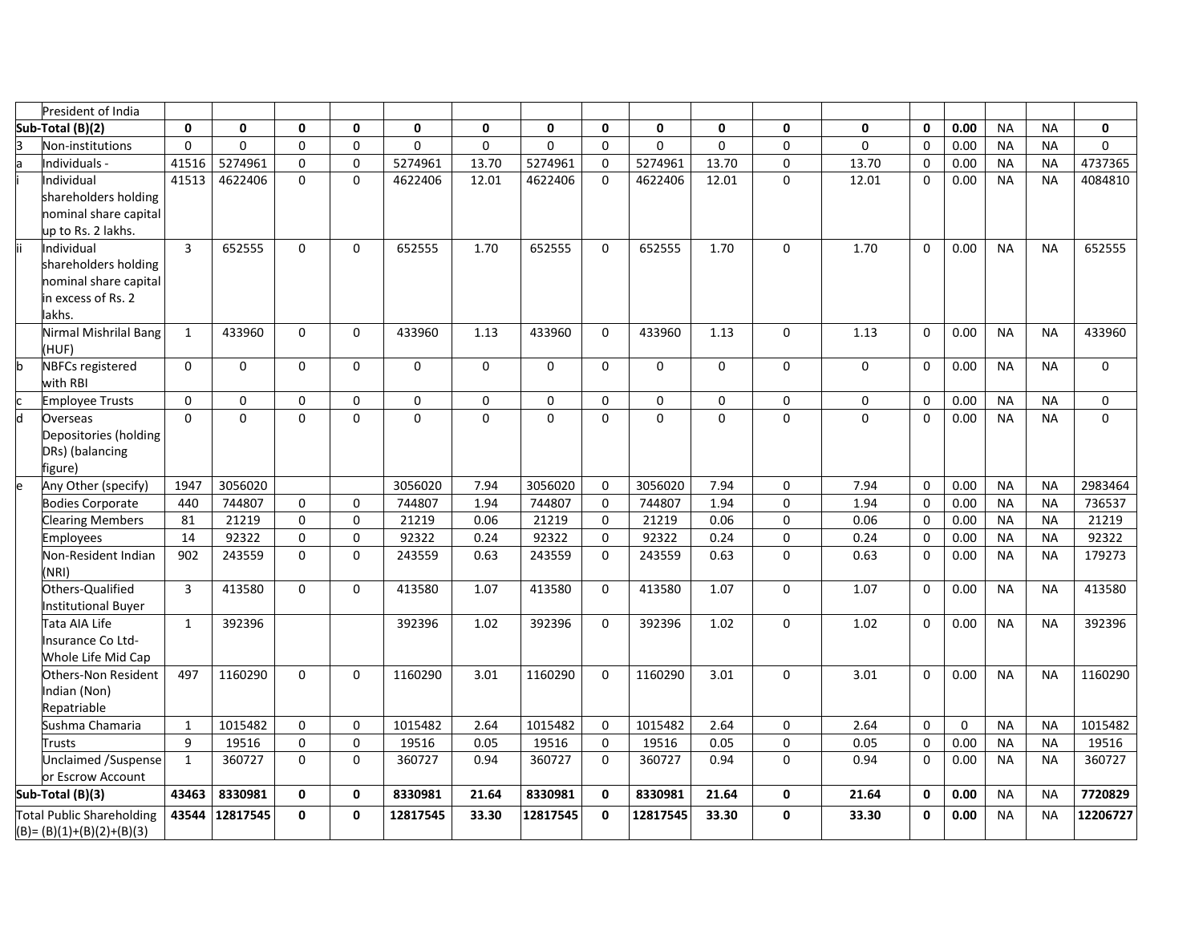| | President of India | | | | | | | | | | | | | | | | | |
|---|---|---|---|---|---|---|---|---|---|---|---|---|---|---|---|---|---|---|
| **Sub-Total (B)(2)** | | **0** | **0** | **0** | **0** | **0** | **0** | **0** | **0** | **0** | **0** | **0** | **0** | **0** | **0.00** | NA | NA | **0** |
| 3 | Non-institutions | 0 | 0 | 0 | 0 | 0 | 0 | 0 | 0 | 0 | 0 | 0 | 0 | 0 | 0.00 | NA | NA | 0 |
| a | Individuals - | 41516 | 5274961 | 0 | 0 | 5274961 | 13.70 | 5274961 | 0 | 5274961 | 13.70 | 0 | 13.70 | 0 | 0.00 | NA | NA | 4737365 |
| i | Individual shareholders holding nominal share capital up to Rs. 2 lakhs. | 41513 | 4622406 | 0 | 0 | 4622406 | 12.01 | 4622406 | 0 | 4622406 | 12.01 | 0 | 12.01 | 0 | 0.00 | NA | NA | 4084810 |
| ii | Individual shareholders holding nominal share capital in excess of Rs. 2 lakhs. | 3 | 652555 | 0 | 0 | 652555 | 1.70 | 652555 | 0 | 652555 | 1.70 | 0 | 1.70 | 0 | 0.00 | NA | NA | 652555 |
| | Nirmal Mishrilal Bang (HUF) | 1 | 433960 | 0 | 0 | 433960 | 1.13 | 433960 | 0 | 433960 | 1.13 | 0 | 1.13 | 0 | 0.00 | NA | NA | 433960 |
| b | NBFCs registered with RBI | 0 | 0 | 0 | 0 | 0 | 0 | 0 | 0 | 0 | 0 | 0 | 0 | 0 | 0.00 | NA | NA | 0 |
| c | Employee Trusts | 0 | 0 | 0 | 0 | 0 | 0 | 0 | 0 | 0 | 0 | 0 | 0 | 0 | 0.00 | NA | NA | 0 |
| d | Overseas Depositories (holding DRs) (balancing figure) | 0 | 0 | 0 | 0 | 0 | 0 | 0 | 0 | 0 | 0 | 0 | 0 | 0 | 0.00 | NA | NA | 0 |
| e | Any Other (specify) | 1947 | 3056020 | | | 3056020 | 7.94 | 3056020 | 0 | 3056020 | 7.94 | 0 | 7.94 | 0 | 0.00 | NA | NA | 2983464 |
| | Bodies Corporate | 440 | 744807 | 0 | 0 | 744807 | 1.94 | 744807 | 0 | 744807 | 1.94 | 0 | 1.94 | 0 | 0.00 | NA | NA | 736537 |
| | Clearing Members | 81 | 21219 | 0 | 0 | 21219 | 0.06 | 21219 | 0 | 21219 | 0.06 | 0 | 0.06 | 0 | 0.00 | NA | NA | 21219 |
| | Employees | 14 | 92322 | 0 | 0 | 92322 | 0.24 | 92322 | 0 | 92322 | 0.24 | 0 | 0.24 | 0 | 0.00 | NA | NA | 92322 |
| | Non-Resident Indian (NRI) | 902 | 243559 | 0 | 0 | 243559 | 0.63 | 243559 | 0 | 243559 | 0.63 | 0 | 0.63 | 0 | 0.00 | NA | NA | 179273 |
| | Others-Qualified Institutional Buyer | 3 | 413580 | 0 | 0 | 413580 | 1.07 | 413580 | 0 | 413580 | 1.07 | 0 | 1.07 | 0 | 0.00 | NA | NA | 413580 |
| | Tata AIA Life Insurance Co Ltd-Whole Life Mid Cap | 1 | 392396 | | | 392396 | 1.02 | 392396 | 0 | 392396 | 1.02 | 0 | 1.02 | 0 | 0.00 | NA | NA | 392396 |
| | Others-Non Resident Indian (Non) Repatriable | 497 | 1160290 | 0 | 0 | 1160290 | 3.01 | 1160290 | 0 | 1160290 | 3.01 | 0 | 3.01 | 0 | 0.00 | NA | NA | 1160290 |
| | Sushma Chamaria | 1 | 1015482 | 0 | 0 | 1015482 | 2.64 | 1015482 | 0 | 1015482 | 2.64 | 0 | 2.64 | 0 | 0 | NA | NA | 1015482 |
| | Trusts | 9 | 19516 | 0 | 0 | 19516 | 0.05 | 19516 | 0 | 19516 | 0.05 | 0 | 0.05 | 0 | 0.00 | NA | NA | 19516 |
| | Unclaimed /Suspense or Escrow Account | 1 | 360727 | 0 | 0 | 360727 | 0.94 | 360727 | 0 | 360727 | 0.94 | 0 | 0.94 | 0 | 0.00 | NA | NA | 360727 |
| **Sub-Total (B)(3)** | | **43463** | **8330981** | **0** | **0** | **8330981** | **21.64** | **8330981** | **0** | **8330981** | **21.64** | **0** | **21.64** | **0** | **0.00** | NA | NA | **7720829** |
| Total Public Shareholding (B)= (B)(1)+(B)(2)+(B)(3) | | **43544** | **12817545** | **0** | **0** | **12817545** | **33.30** | **12817545** | **0** | **12817545** | **33.30** | **0** | **33.30** | **0** | **0.00** | NA | NA | **12206727** |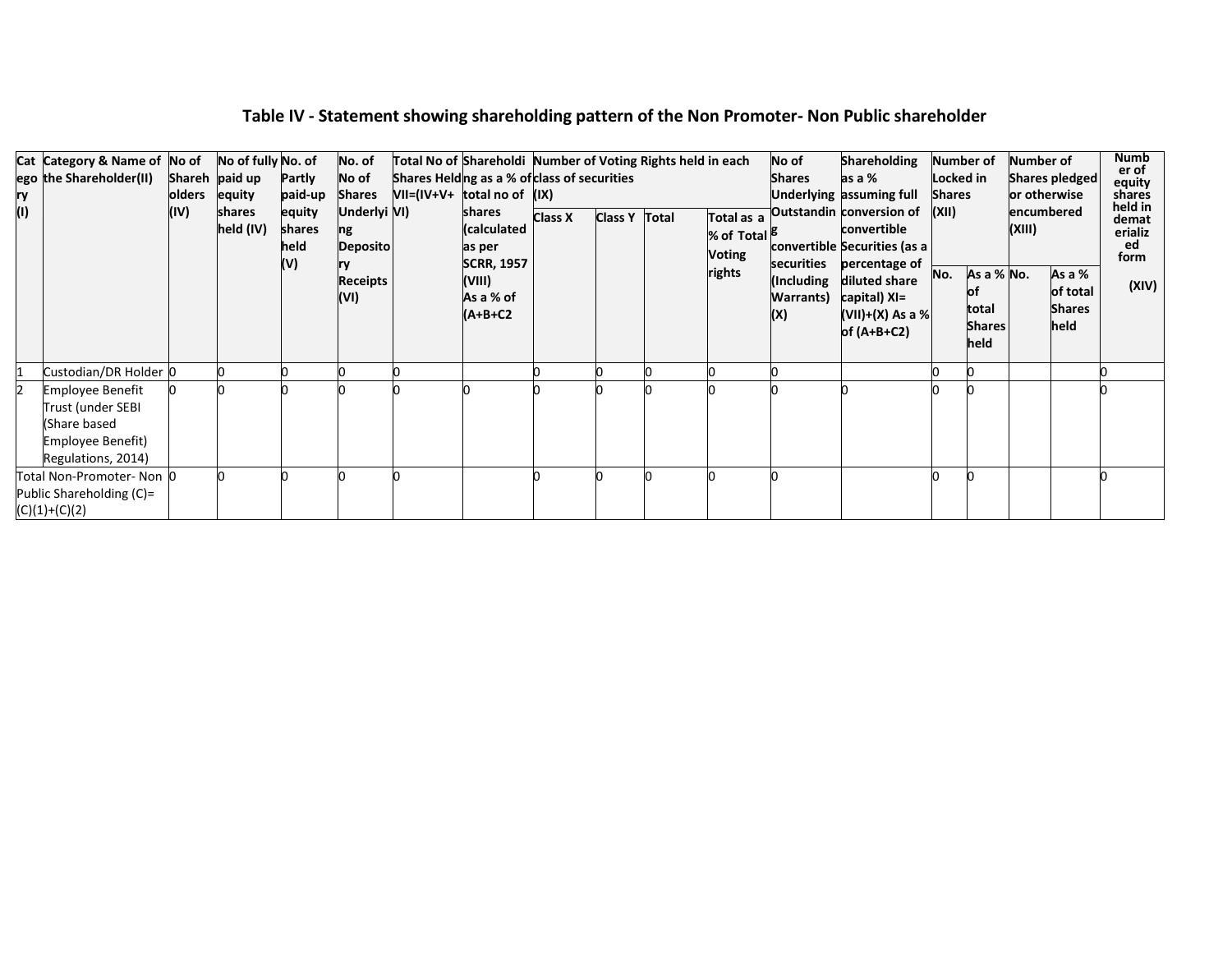# Table IV - Statement showing shareholding pattern of the Non Promoter- Non Public shareholder

| Category (I) | Category & Name of the Shareholder(II) | No of Shareholders (IV) | No of fully paid up equity shares held (IV) | No. of Partly paid-up equity shares held (V) | No. of No of Shares Underlying Depository Receipts (VI) | Total No of Shares Held VII=(IV+V+VI) | Shareholding as a % of total no of shares (calculated as per SCRR, 1957 (VIII) As a % of (A+B+C2 | Number of Voting Rights held in each class of securities (IX) | | | | No of Shares Underlying Outstanding convertible securities (Including Warrants) (X) | Shareholding as a % assuming full conversion of convertible Securities (as a percentage of diluted share capital) XI=(VII)+(X) As a % of (A+B+C2) | Number of Locked in Shares (XII) | | Number of Shares pledged or otherwise encumbered (XIII) | | Number of equity shares held in dematerialized form (XIV) |
|---|---|---|---|---|---|---|---|---|---|---|---|---|---|---|---|---|---|---|
| | | | | | | | | Class X | Class Y | Total | Total as a % of Total Voting rights | | | No. | As a % of total Shares held | No. | As a % of total Shares held | |
| 1 | Custodian/DR Holder | 0 | 0 | 0 | 0 | 0 | | 0 | 0 | 0 | 0 | 0 | | 0 | 0 | | | 0 |
| 2 | Employee Benefit Trust (under SEBI (Share based Employee Benefit) Regulations, 2014) | 0 | 0 | 0 | 0 | 0 | 0 | 0 | 0 | 0 | 0 | 0 | 0 | 0 | 0 | | | 0 |
| Total Non-Promoter- Non Public Shareholding (C)= (C)(1)+(C)(2) | | 0 | 0 | 0 | 0 | 0 | | 0 | 0 | 0 | 0 | 0 | | 0 | 0 | | | 0 |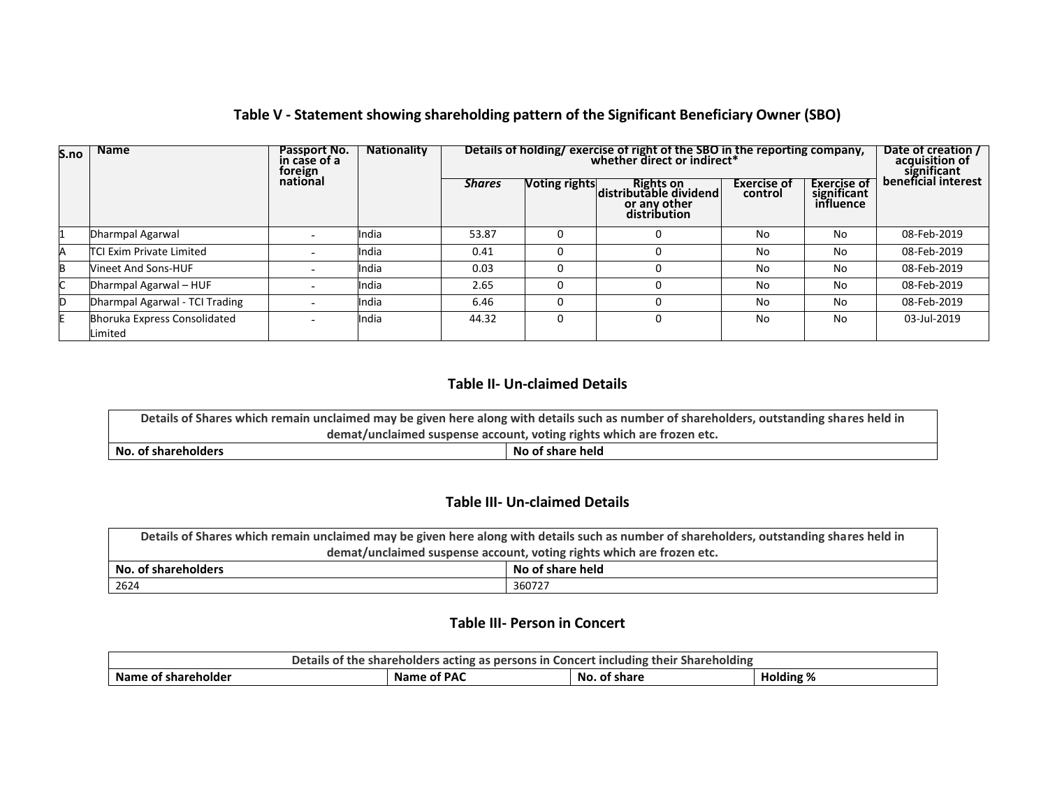## Table V - Statement showing shareholding pattern of the Significant Beneficiary Owner (SBO)

| S.no | Name | Passport No. in case of a foreign national | Nationality | Details of holding/ exercise of right of the SBO in the reporting company, whether direct or indirect* | | | | | Date of creation / acquisition of significant beneficial interest |
|---|---|---|---|---|---|---|---|---|---|
| | | | | *Shares* | Voting rights | Rights on distributable dividend or any other distribution | Exercise of control | Exercise of significant influence | |
| 1 | Dharmpal Agarwal | - | India | 53.87 | 0 | 0 | No | No | 08-Feb-2019 |
| A | TCI Exim Private Limited | - | India | 0.41 | 0 | 0 | No | No | 08-Feb-2019 |
| B | Vineet And Sons-HUF | - | India | 0.03 | 0 | 0 | No | No | 08-Feb-2019 |
| C | Dharmpal Agarwal – HUF | - | India | 2.65 | 0 | 0 | No | No | 08-Feb-2019 |
| D | Dharmpal Agarwal - TCI Trading | - | India | 6.46 | 0 | 0 | No | No | 08-Feb-2019 |
| E | Bhoruka Express Consolidated Limited | - | India | 44.32 | 0 | 0 | No | No | 03-Jul-2019 |

## Table II- Un-claimed Details

| Details of Shares which remain unclaimed may be given here along with details such as number of shareholders, outstanding shares held in demat/unclaimed suspense account, voting rights which are frozen etc. | |
|---|---|
| **No. of shareholders** | **No of share held** |

## Table III- Un-claimed Details

| Details of Shares which remain unclaimed may be given here along with details such as number of shareholders, outstanding shares held in demat/unclaimed suspense account, voting rights which are frozen etc. | |
|---|---|
| **No. of shareholders** | **No of share held** |
| 2624 | 360727 |

## Table III- Person in Concert

| Details of the shareholders acting as persons in Concert including their Shareholding | | | |
|---|---|---|---|
| **Name of shareholder** | **Name of PAC** | **No. of share** | **Holding %** |